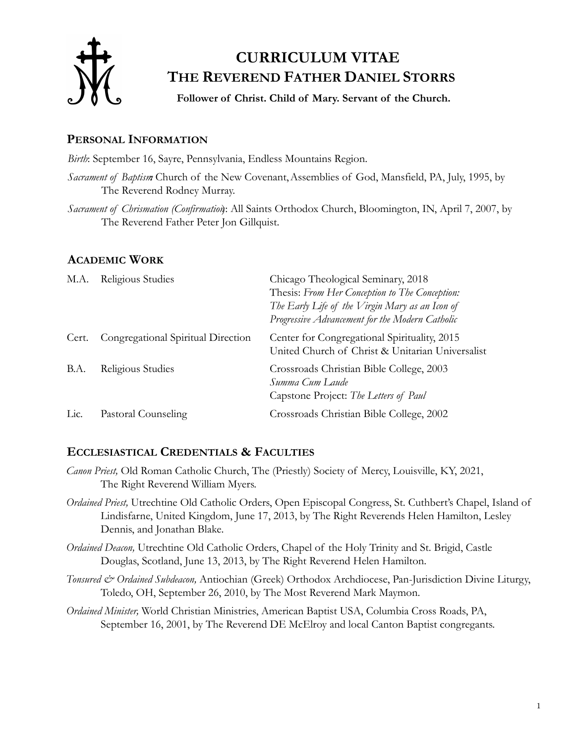# CURRICULUM VITAE
# THE REVEREND FATHER DANIEL STORRS

**Follower of Christ. Child of Mary. Servant of the Church.**

## PERSONAL INFORMATION

*Birth*: September 16, Sayre, Pennsylvania, Endless Mountains Region.

*Sacrament of Baptism*: Church of the New Covenant, Assemblies of God, Mansfield, PA, July, 1995, by The Reverend Rodney Murray.

*Sacrament of Chrismation (Confirmation)*: All Saints Orthodox Church, Bloomington, IN, April 7, 2007, by The Reverend Father Peter Jon Gillquist.

## ACADEMIC WORK

| | | |
|---|---|---|
| M.A. | Religious Studies | Chicago Theological Seminary, 2018<br>Thesis: *From Her Conception to The Conception: The Early Life of the Virgin Mary as an Icon of Progressive Advancement for the Modern Catholic* |
| Cert. | Congregational Spiritual Direction | Center for Congregational Spirituality, 2015<br>United Church of Christ & Unitarian Universalist |
| B.A. | Religious Studies | Crossroads Christian Bible College, 2003<br>*Summa Cum Laude*<br>Capstone Project: *The Letters of Paul* |
| Lic. | Pastoral Counseling | Crossroads Christian Bible College, 2002 |

## ECCLESIASTICAL CREDENTIALS & FACULTIES

*Canon Priest,* Old Roman Catholic Church, The (Priestly) Society of Mercy, Louisville, KY, 2021, The Right Reverend William Myers.

*Ordained Priest,* Utrechtine Old Catholic Orders, Open Episcopal Congress, St. Cuthbert's Chapel, Island of Lindisfarne, United Kingdom, June 17, 2013, by The Right Reverends Helen Hamilton, Lesley Dennis, and Jonathan Blake.

*Ordained Deacon,* Utrechtine Old Catholic Orders, Chapel of the Holy Trinity and St. Brigid, Castle Douglas, Scotland, June 13, 2013, by The Right Reverend Helen Hamilton.

*Tonsured & Ordained Subdeacon,* Antiochian (Greek) Orthodox Archdiocese, Pan-Jurisdiction Divine Liturgy, Toledo, OH, September 26, 2010, by The Most Reverend Mark Maymon.

*Ordained Minister,* World Christian Ministries, American Baptist USA, Columbia Cross Roads, PA, September 16, 2001, by The Reverend DE McElroy and local Canton Baptist congregants.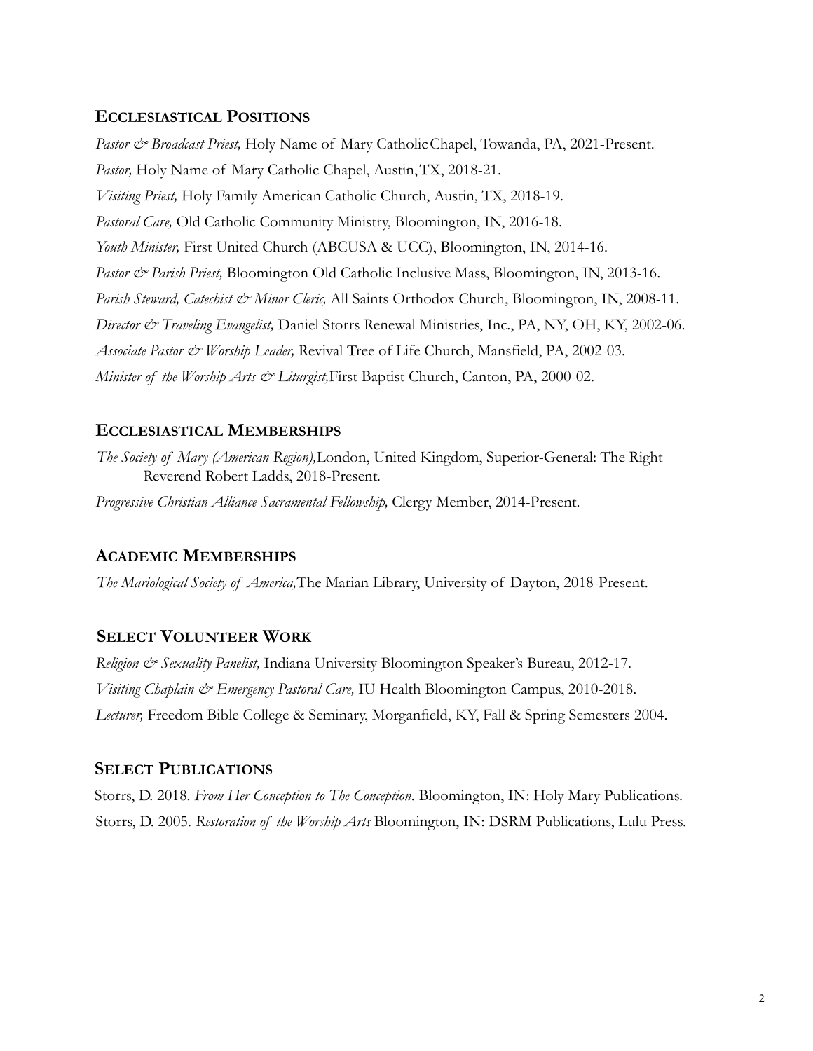## Ecclesiastical Positions

*Pastor & Broadcast Priest,* Holy Name of Mary Catholic Chapel, Towanda, PA, 2021-Present.

*Pastor,* Holy Name of Mary Catholic Chapel, Austin, TX, 2018-21.

*Visiting Priest,* Holy Family American Catholic Church, Austin, TX, 2018-19.

*Pastoral Care,* Old Catholic Community Ministry, Bloomington, IN, 2016-18.

*Youth Minister,* First United Church (ABCUSA & UCC), Bloomington, IN, 2014-16.

*Pastor & Parish Priest,* Bloomington Old Catholic Inclusive Mass, Bloomington, IN, 2013-16.

*Parish Steward, Catechist & Minor Cleric,* All Saints Orthodox Church, Bloomington, IN, 2008-11.

*Director & Traveling Evangelist,* Daniel Storrs Renewal Ministries, Inc., PA, NY, OH, KY, 2002-06.

*Associate Pastor & Worship Leader,* Revival Tree of Life Church, Mansfield, PA, 2002-03.

*Minister of the Worship Arts & Liturgist,* First Baptist Church, Canton, PA, 2000-02.

## Ecclesiastical Memberships

*The Society of Mary (American Region),* London, United Kingdom, Superior-General: The Right Reverend Robert Ladds, 2018-Present.

*Progressive Christian Alliance Sacramental Fellowship,* Clergy Member, 2014-Present.

## Academic Memberships

*The Mariological Society of America,* The Marian Library, University of Dayton, 2018-Present.

## Select Volunteer Work

*Religion & Sexuality Panelist,* Indiana University Bloomington Speaker's Bureau, 2012-17.

*Visiting Chaplain & Emergency Pastoral Care,* IU Health Bloomington Campus, 2010-2018.

*Lecturer,* Freedom Bible College & Seminary, Morganfield, KY, Fall & Spring Semesters 2004.

## Select Publications

Storrs, D. 2018. *From Her Conception to The Conception*. Bloomington, IN: Holy Mary Publications.

Storrs, D. 2005. *Restoration of the Worship Arts* Bloomington, IN: DSRM Publications, Lulu Press.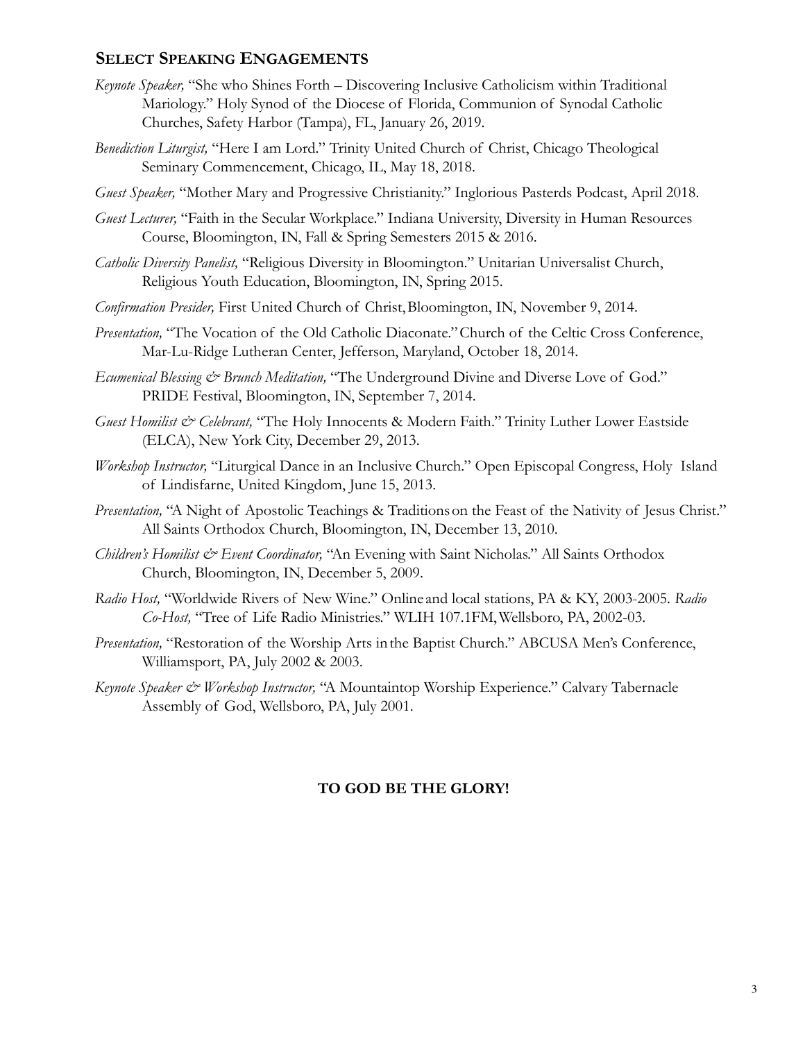## SELECT SPEAKING ENGAGEMENTS

*Keynote Speaker,* "She who Shines Forth – Discovering Inclusive Catholicism within Traditional Mariology." Holy Synod of the Diocese of Florida, Communion of Synodal Catholic Churches, Safety Harbor (Tampa), FL, January 26, 2019.

*Benediction Liturgist,* "Here I am Lord." Trinity United Church of Christ, Chicago Theological Seminary Commencement, Chicago, IL, May 18, 2018.

*Guest Speaker,* "Mother Mary and Progressive Christianity." Inglorious Pasterds Podcast, April 2018.

*Guest Lecturer,* "Faith in the Secular Workplace." Indiana University, Diversity in Human Resources Course, Bloomington, IN, Fall & Spring Semesters 2015 & 2016.

*Catholic Diversity Panelist,* "Religious Diversity in Bloomington." Unitarian Universalist Church, Religious Youth Education, Bloomington, IN, Spring 2015.

*Confirmation Presider,* First United Church of Christ, Bloomington, IN, November 9, 2014.

*Presentation,* "The Vocation of the Old Catholic Diaconate." Church of the Celtic Cross Conference, Mar-Lu-Ridge Lutheran Center, Jefferson, Maryland, October 18, 2014.

*Ecumenical Blessing & Brunch Meditation,* "The Underground Divine and Diverse Love of God." PRIDE Festival, Bloomington, IN, September 7, 2014.

*Guest Homilist & Celebrant,* "The Holy Innocents & Modern Faith." Trinity Luther Lower Eastside (ELCA), New York City, December 29, 2013.

*Workshop Instructor,* "Liturgical Dance in an Inclusive Church." Open Episcopal Congress, Holy Island of Lindisfarne, United Kingdom, June 15, 2013.

*Presentation,* "A Night of Apostolic Teachings & Traditions on the Feast of the Nativity of Jesus Christ." All Saints Orthodox Church, Bloomington, IN, December 13, 2010.

*Children's Homilist & Event Coordinator,* "An Evening with Saint Nicholas." All Saints Orthodox Church, Bloomington, IN, December 5, 2009.

*Radio Host,* "Worldwide Rivers of New Wine." Online and local stations, PA & KY, 2003-2005. *Radio Co-Host,* "Tree of Life Radio Ministries." WLIH 107.1FM, Wellsboro, PA, 2002-03.

*Presentation,* "Restoration of the Worship Arts in the Baptist Church." ABCUSA Men's Conference, Williamsport, PA, July 2002 & 2003.

*Keynote Speaker & Workshop Instructor,* "A Mountaintop Worship Experience." Calvary Tabernacle Assembly of God, Wellsboro, PA, July 2001.

**TO GOD BE THE GLORY!**